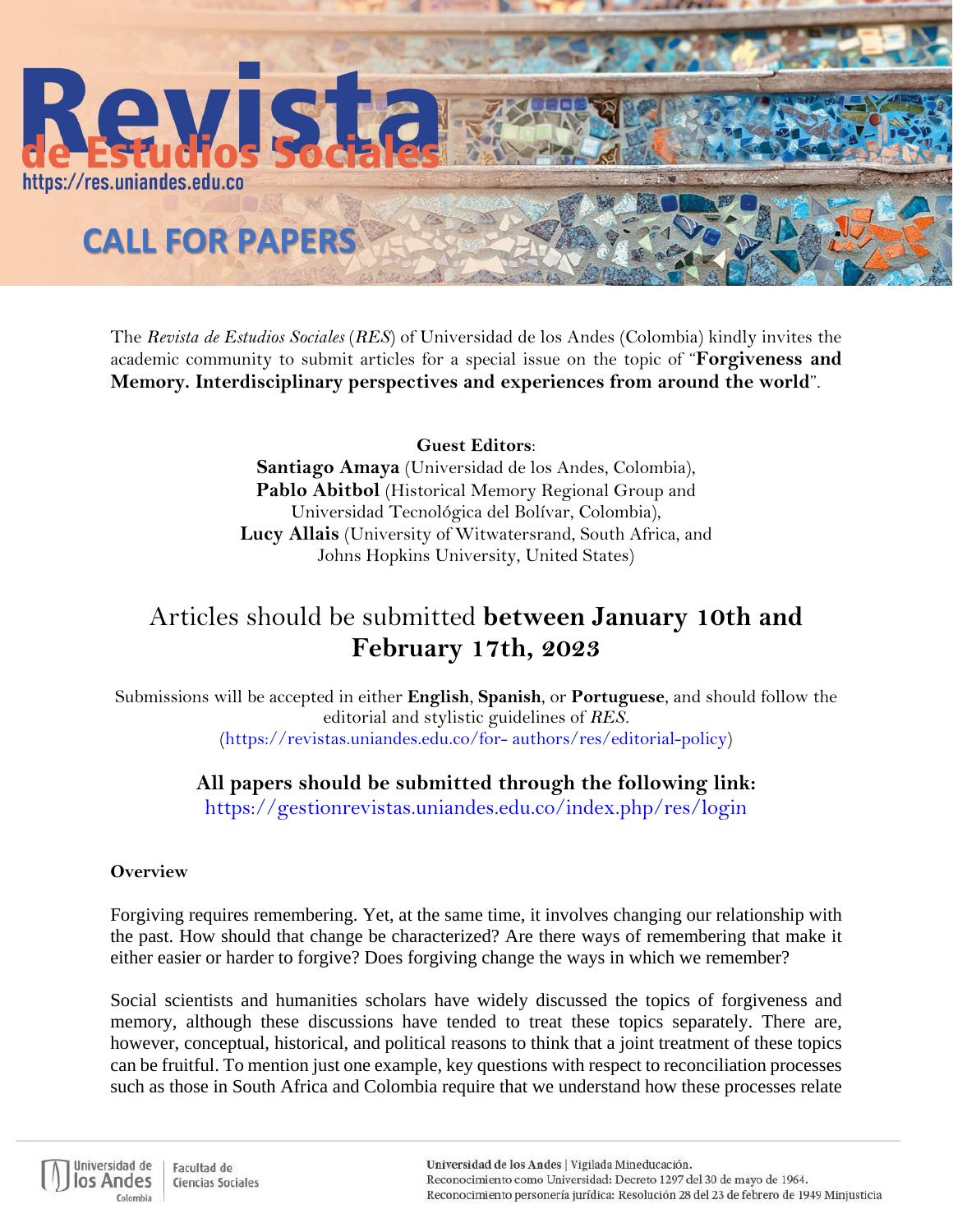# Revista de Estudios Sociales

https://res.uniandes.edu.co

## CALL FOR PAPERS

The *Revista de Estudios Sociales* (*RES*) of Universidad de los Andes (Colombia) kindly invites the academic community to submit articles for a special issue on the topic of "**Forgiveness and Memory. Interdisciplinary perspectives and experiences from around the world**".

**Guest Editors**:
**Santiago Amaya** (Universidad de los Andes, Colombia),
**Pablo Abitbol** (Historical Memory Regional Group and Universidad Tecnológica del Bolívar, Colombia),
**Lucy Allais** (University of Witwatersrand, South Africa, and Johns Hopkins University, United States)

Articles should be submitted **between January 10th and February 17th, 2023**

Submissions will be accepted in either **English**, **Spanish**, or **Portuguese**, and should follow the editorial and stylistic guidelines of *RES*.
(https://revistas.uniandes.edu.co/for- authors/res/editorial-policy)

**All papers should be submitted through the following link:**
https://gestionrevistas.uniandes.edu.co/index.php/res/login

**Overview**

Forgiving requires remembering. Yet, at the same time, it involves changing our relationship with the past. How should that change be characterized? Are there ways of remembering that make it either easier or harder to forgive? Does forgiving change the ways in which we remember?

Social scientists and humanities scholars have widely discussed the topics of forgiveness and memory, although these discussions have tended to treat these topics separately. There are, however, conceptual, historical, and political reasons to think that a joint treatment of these topics can be fruitful. To mention just one example, key questions with respect to reconciliation processes such as those in South Africa and Colombia require that we understand how these processes relate

Universidad de los Andes | Vigilada Mineducación.
Reconocimiento como Universidad: Decreto 1297 del 30 de mayo de 1964.
Reconocimiento personería jurídica: Resolución 28 del 23 de febrero de 1949 Minjusticia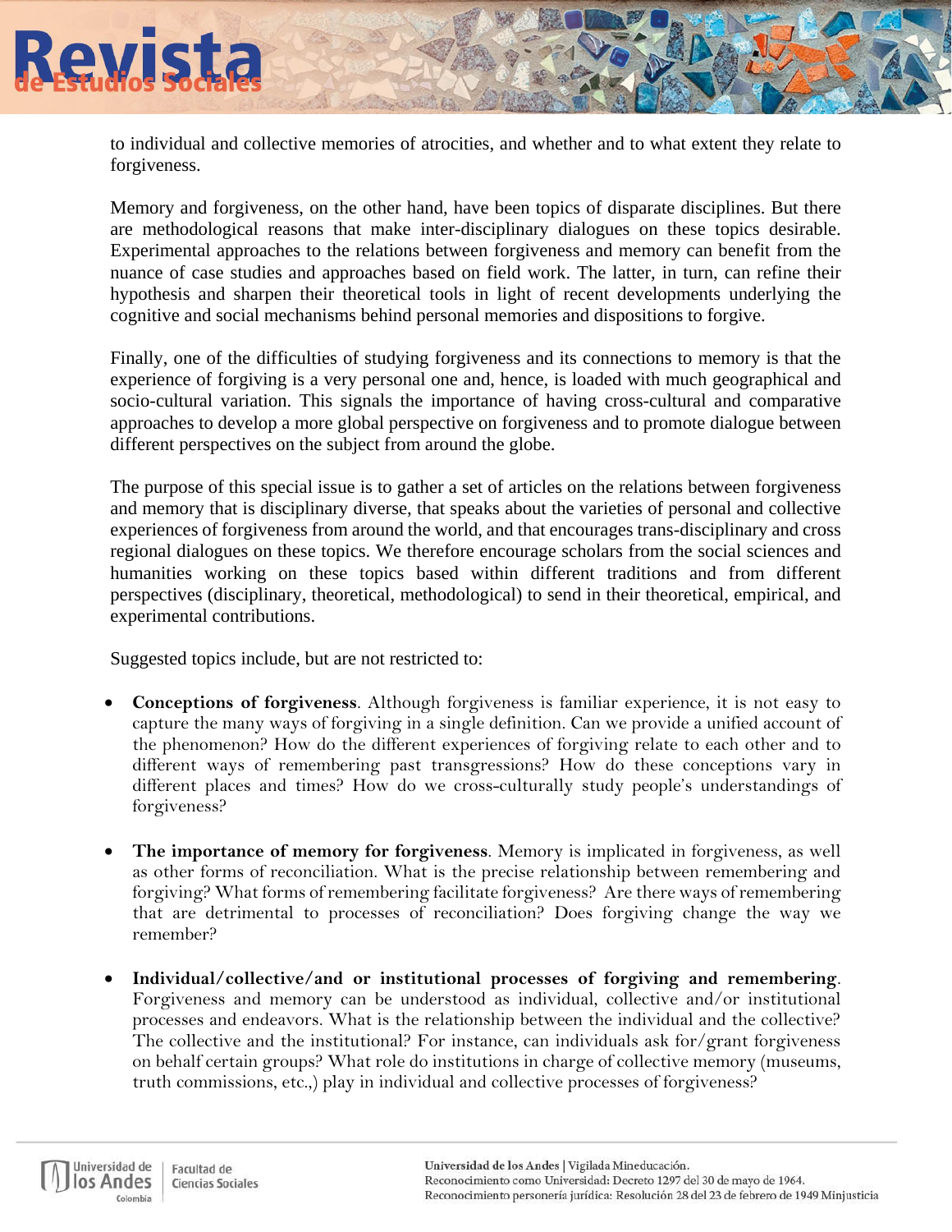to individual and collective memories of atrocities, and whether and to what extent they relate to forgiveness.

Memory and forgiveness, on the other hand, have been topics of disparate disciplines. But there are methodological reasons that make inter-disciplinary dialogues on these topics desirable. Experimental approaches to the relations between forgiveness and memory can benefit from the nuance of case studies and approaches based on field work. The latter, in turn, can refine their hypothesis and sharpen their theoretical tools in light of recent developments underlying the cognitive and social mechanisms behind personal memories and dispositions to forgive.

Finally, one of the difficulties of studying forgiveness and its connections to memory is that the experience of forgiving is a very personal one and, hence, is loaded with much geographical and socio-cultural variation. This signals the importance of having cross-cultural and comparative approaches to develop a more global perspective on forgiveness and to promote dialogue between different perspectives on the subject from around the globe.

The purpose of this special issue is to gather a set of articles on the relations between forgiveness and memory that is disciplinary diverse, that speaks about the varieties of personal and collective experiences of forgiveness from around the world, and that encourages trans-disciplinary and cross regional dialogues on these topics. We therefore encourage scholars from the social sciences and humanities working on these topics based within different traditions and from different perspectives (disciplinary, theoretical, methodological) to send in their theoretical, empirical, and experimental contributions.

Suggested topics include, but are not restricted to:

- **Conceptions of forgiveness**. Although forgiveness is familiar experience, it is not easy to capture the many ways of forgiving in a single definition. Can we provide a unified account of the phenomenon? How do the different experiences of forgiving relate to each other and to different ways of remembering past transgressions? How do these conceptions vary in different places and times? How do we cross-culturally study people's understandings of forgiveness?

- **The importance of memory for forgiveness**. Memory is implicated in forgiveness, as well as other forms of reconciliation. What is the precise relationship between remembering and forgiving? What forms of remembering facilitate forgiveness? Are there ways of remembering that are detrimental to processes of reconciliation? Does forgiving change the way we remember?

- **Individual/collective/and or institutional processes of forgiving and remembering**. Forgiveness and memory can be understood as individual, collective and/or institutional processes and endeavors. What is the relationship between the individual and the collective? The collective and the institutional? For instance, can individuals ask for/grant forgiveness on behalf certain groups? What role do institutions in charge of collective memory (museums, truth commissions, etc.,) play in individual and collective processes of forgiveness?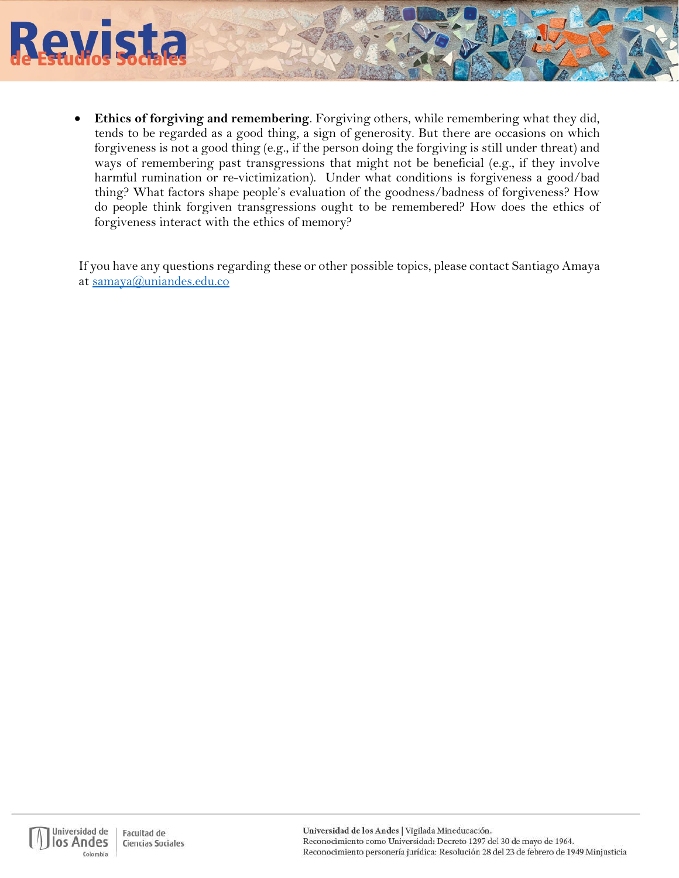- **Ethics of forgiving and remembering**. Forgiving others, while remembering what they did, tends to be regarded as a good thing, a sign of generosity. But there are occasions on which forgiveness is not a good thing (e.g., if the person doing the forgiving is still under threat) and ways of remembering past transgressions that might not be beneficial (e.g., if they involve harmful rumination or re-victimization). Under what conditions is forgiveness a good/bad thing? What factors shape people's evaluation of the goodness/badness of forgiveness? How do people think forgiven transgressions ought to be remembered? How does the ethics of forgiveness interact with the ethics of memory?

If you have any questions regarding these or other possible topics, please contact Santiago Amaya at samaya@uniandes.edu.co